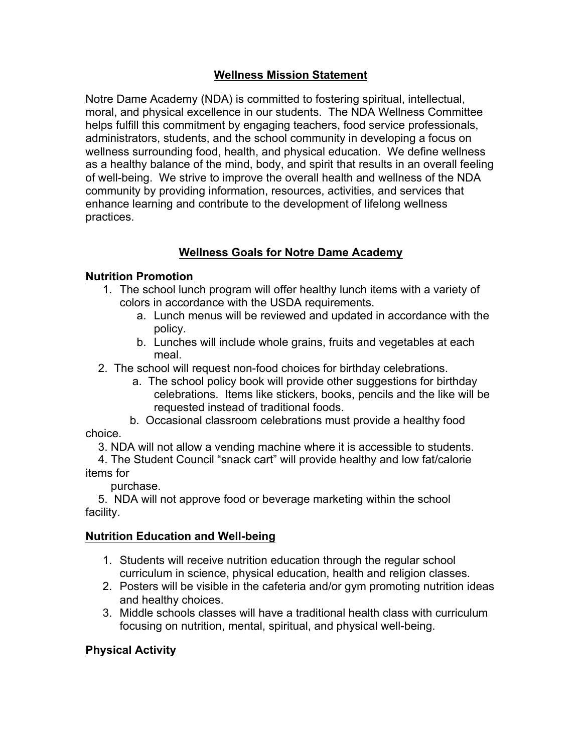## Wellness Mission Statement

Notre Dame Academy (NDA) is committed to fostering spiritual, intellectual, moral, and physical excellence in our students. The NDA Wellness Committee helps fulfill this commitment by engaging teachers, food service professionals, administrators, students, and the school community in developing a focus on wellness surrounding food, health, and physical education. We define wellness as a healthy balance of the mind, body, and spirit that results in an overall feeling of well-being. We strive to improve the overall health and wellness of the NDA community by providing information, resources, activities, and services that enhance learning and contribute to the development of lifelong wellness practices.

## Wellness Goals for Notre Dame Academy

### Nutrition Promotion

1. The school lunch program will offer healthy lunch items with a variety of colors in accordance with the USDA requirements.
    a. Lunch menus will be reviewed and updated in accordance with the policy.
    b. Lunches will include whole grains, fruits and vegetables at each meal.
2. The school will request non-food choices for birthday celebrations.
    a. The school policy book will provide other suggestions for birthday celebrations. Items like stickers, books, pencils and the like will be requested instead of traditional foods.
    b. Occasional classroom celebrations must provide a healthy food choice.
3. NDA will not allow a vending machine where it is accessible to students.
4. The Student Council "snack cart" will provide healthy and low fat/calorie items for purchase.
5. NDA will not approve food or beverage marketing within the school facility.

### Nutrition Education and Well-being

1. Students will receive nutrition education through the regular school curriculum in science, physical education, health and religion classes.
2. Posters will be visible in the cafeteria and/or gym promoting nutrition ideas and healthy choices.
3. Middle schools classes will have a traditional health class with curriculum focusing on nutrition, mental, spiritual, and physical well-being.

### Physical Activity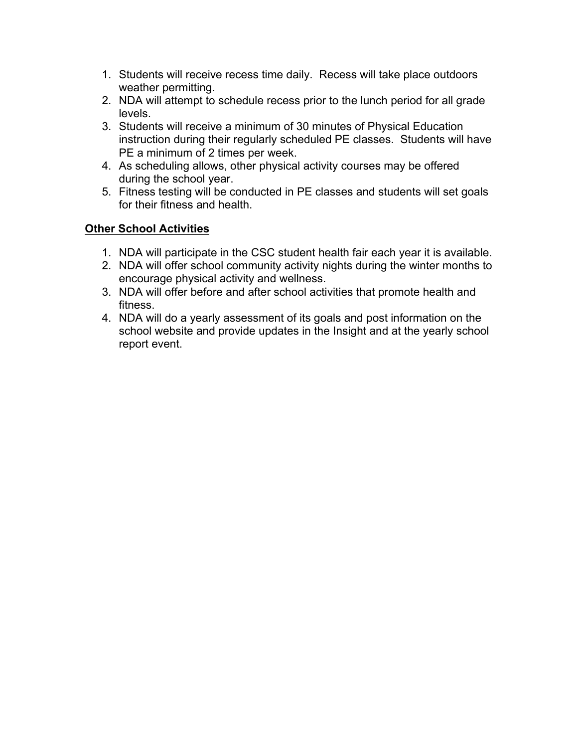1. Students will receive recess time daily. Recess will take place outdoors weather permitting.
2. NDA will attempt to schedule recess prior to the lunch period for all grade levels.
3. Students will receive a minimum of 30 minutes of Physical Education instruction during their regularly scheduled PE classes. Students will have PE a minimum of 2 times per week.
4. As scheduling allows, other physical activity courses may be offered during the school year.
5. Fitness testing will be conducted in PE classes and students will set goals for their fitness and health.

**Other School Activities**

1. NDA will participate in the CSC student health fair each year it is available.
2. NDA will offer school community activity nights during the winter months to encourage physical activity and wellness.
3. NDA will offer before and after school activities that promote health and fitness.
4. NDA will do a yearly assessment of its goals and post information on the school website and provide updates in the Insight and at the yearly school report event.